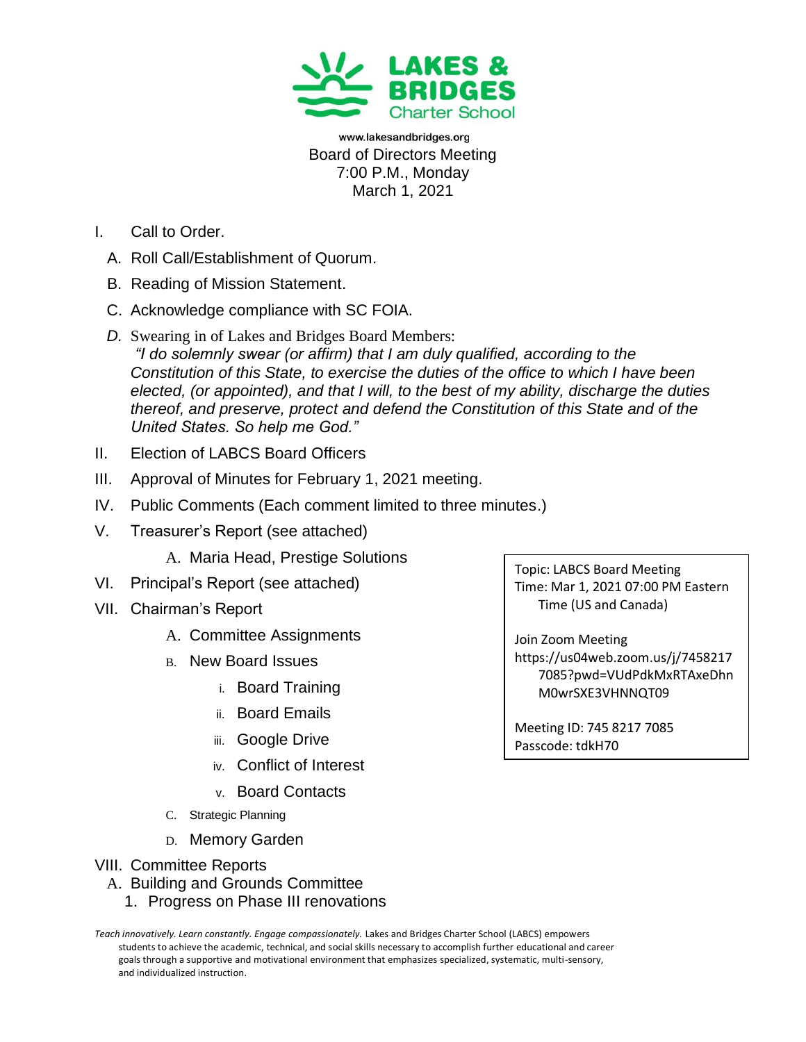**LAKES & BRIDGES**
Charter School

www.lakesandbridges.org
Board of Directors Meeting
7:00 P.M., Monday
March 1, 2021

I. Call to Order.
   A. Roll Call/Establishment of Quorum.
   B. Reading of Mission Statement.
   C. Acknowledge compliance with SC FOIA.
   *D.* Swearing in of Lakes and Bridges Board Members:
   *"I do solemnly swear (or affirm) that I am duly qualified, according to the Constitution of this State, to exercise the duties of the office to which I have been elected, (or appointed), and that I will, to the best of my ability, discharge the duties thereof, and preserve, protect and defend the Constitution of this State and of the United States. So help me God."*

II. Election of LABCS Board Officers

III. Approval of Minutes for February 1, 2021 meeting.

IV. Public Comments (Each comment limited to three minutes.)

V. Treasurer's Report (see attached)
   A. Maria Head, Prestige Solutions

VI. Principal's Report (see attached)

VII. Chairman's Report
   A. Committee Assignments
   B. New Board Issues
      i. Board Training
      ii. Board Emails
      iii. Google Drive
      iv. Conflict of Interest
      v. Board Contacts
   C. Strategic Planning
   D. Memory Garden

VIII. Committee Reports
   A. Building and Grounds Committee
      1. Progress on Phase III renovations

Topic: LABCS Board Meeting
Time: Mar 1, 2021 07:00 PM Eastern Time (US and Canada)

Join Zoom Meeting
https://us04web.zoom.us/j/74582177085?pwd=VUdPdkMxRTAxeDhnM0wrSXE3VHNNQT09

Meeting ID: 745 8217 7085
Passcode: tdkH70

*Teach innovatively. Learn constantly. Engage compassionately.* Lakes and Bridges Charter School (LABCS) empowers students to achieve the academic, technical, and social skills necessary to accomplish further educational and career goals through a supportive and motivational environment that emphasizes specialized, systematic, multi-sensory, and individualized instruction.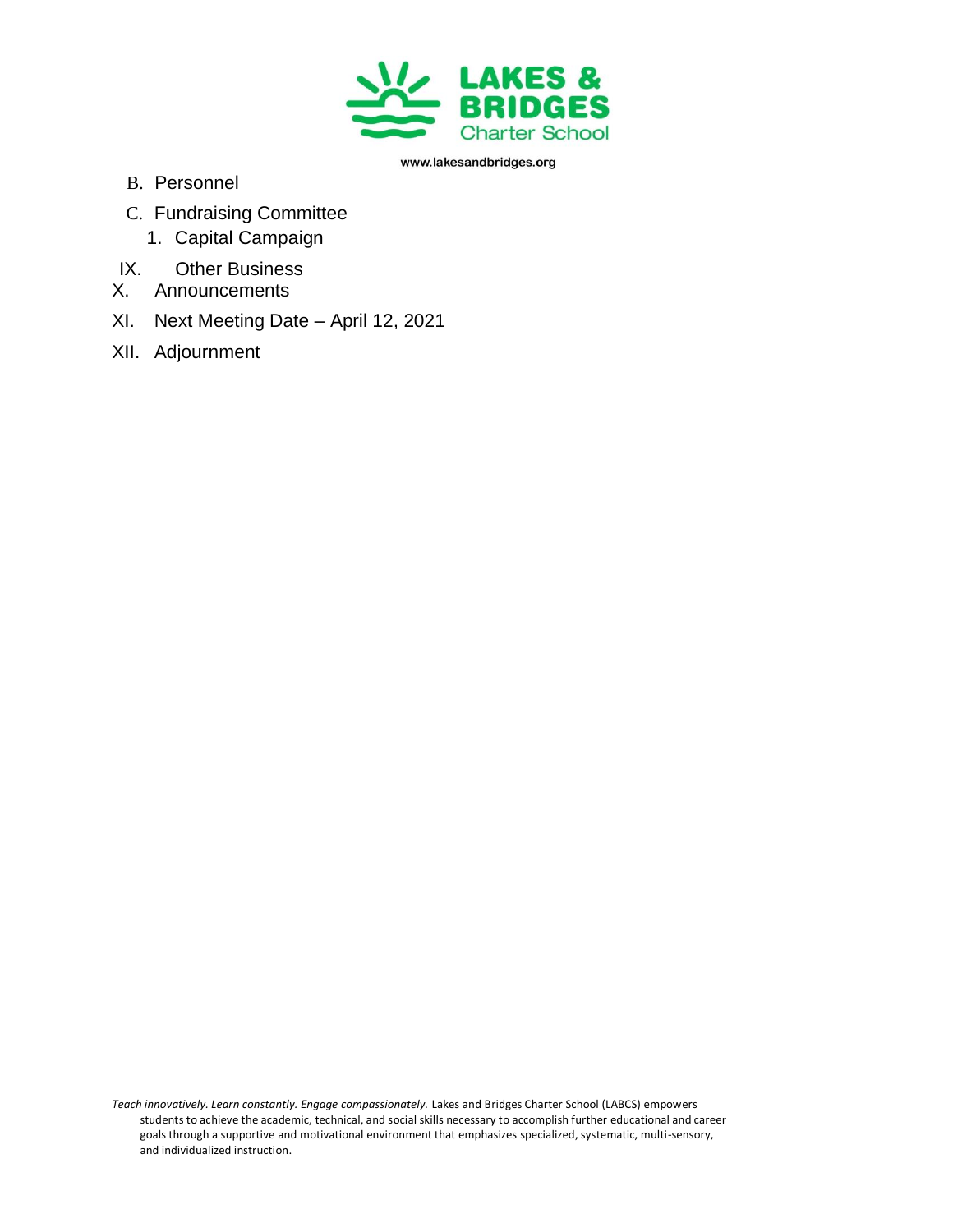B. Personnel

C. Fundraising Committee

   1. Capital Campaign

IX. Other Business

X. Announcements

XI. Next Meeting Date – April 12, 2021

XII. Adjournment

*Teach innovatively. Learn constantly. Engage compassionately.* Lakes and Bridges Charter School (LABCS) empowers students to achieve the academic, technical, and social skills necessary to accomplish further educational and career goals through a supportive and motivational environment that emphasizes specialized, systematic, multi-sensory, and individualized instruction.